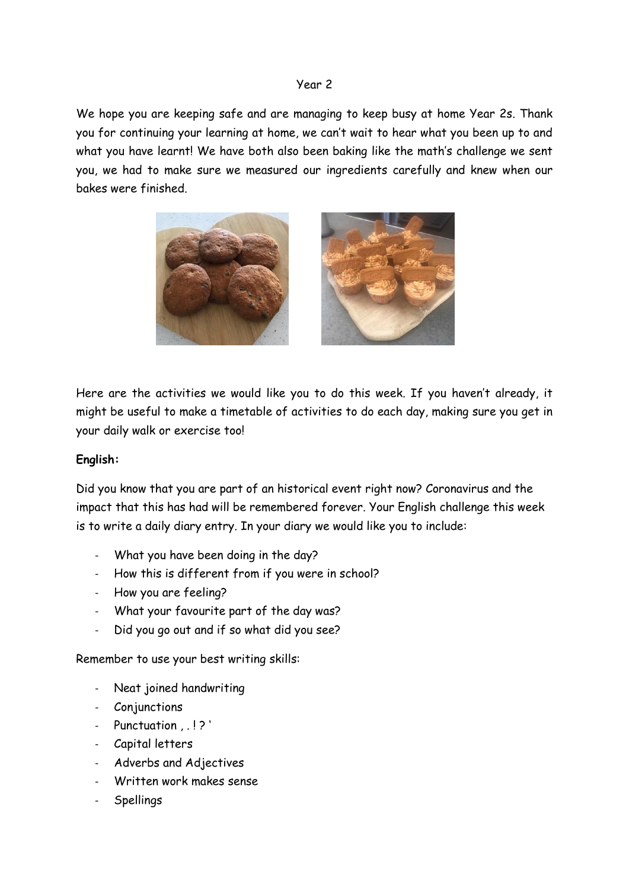Year 2

We hope you are keeping safe and are managing to keep busy at home Year 2s. Thank you for continuing your learning at home, we can't wait to hear what you been up to and what you have learnt! We have both also been baking like the math's challenge we sent you, we had to make sure we measured our ingredients carefully and knew when our bakes were finished.

Here are the activities we would like you to do this week. If you haven't already, it might be useful to make a timetable of activities to do each day, making sure you get in your daily walk or exercise too!

**English:**

Did you know that you are part of an historical event right now? Coronavirus and the impact that this has had will be remembered forever. Your English challenge this week is to write a daily diary entry. In your diary we would like you to include:

- What you have been doing in the day?
- How this is different from if you were in school?
- How you are feeling?
- What your favourite part of the day was?
- Did you go out and if so what did you see?

Remember to use your best writing skills:

- Neat joined handwriting
- Conjunctions
- Punctuation , . ! ? '
- Capital letters
- Adverbs and Adjectives
- Written work makes sense
- Spellings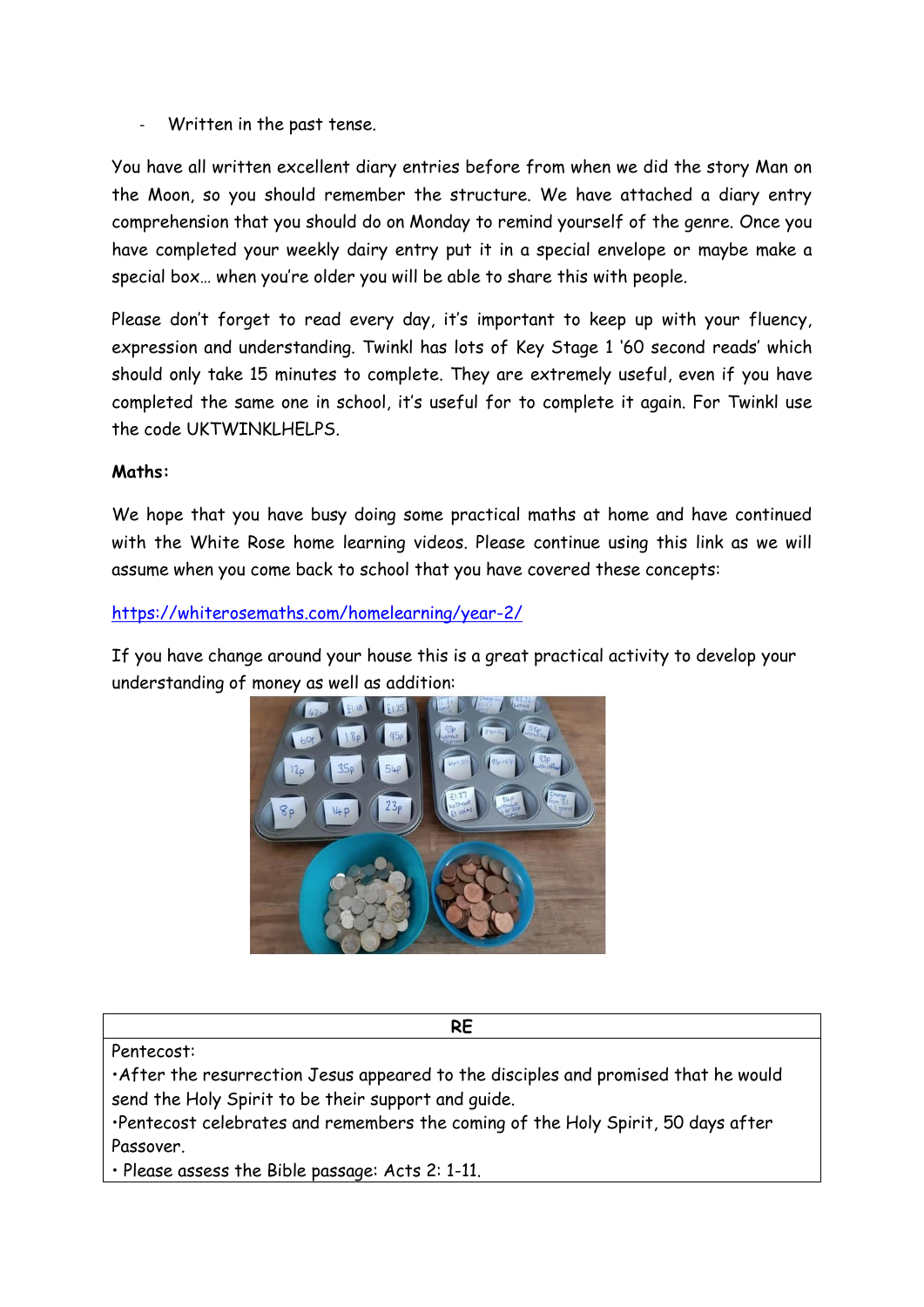- Written in the past tense.

You have all written excellent diary entries before from when we did the story Man on the Moon, so you should remember the structure. We have attached a diary entry comprehension that you should do on Monday to remind yourself of the genre. Once you have completed your weekly dairy entry put it in a special envelope or maybe make a special box… when you're older you will be able to share this with people.

Please don't forget to read every day, it's important to keep up with your fluency, expression and understanding. Twinkl has lots of Key Stage 1 '60 second reads' which should only take 15 minutes to complete. They are extremely useful, even if you have completed the same one in school, it's useful for to complete it again. For Twinkl use the code UKTWINKLHELPS.

**Maths:**

We hope that you have busy doing some practical maths at home and have continued with the White Rose home learning videos. Please continue using this link as we will assume when you come back to school that you have covered these concepts:

https://whiterosemaths.com/homelearning/year-2/

If you have change around your house this is a great practical activity to develop your understanding of money as well as addition:

| RE |
|---|
| Pentecost:<br>•After the resurrection Jesus appeared to the disciples and promised that he would send the Holy Spirit to be their support and guide.<br>•Pentecost celebrates and remembers the coming of the Holy Spirit, 50 days after Passover.<br>• Please assess the Bible passage: Acts 2: 1-11. |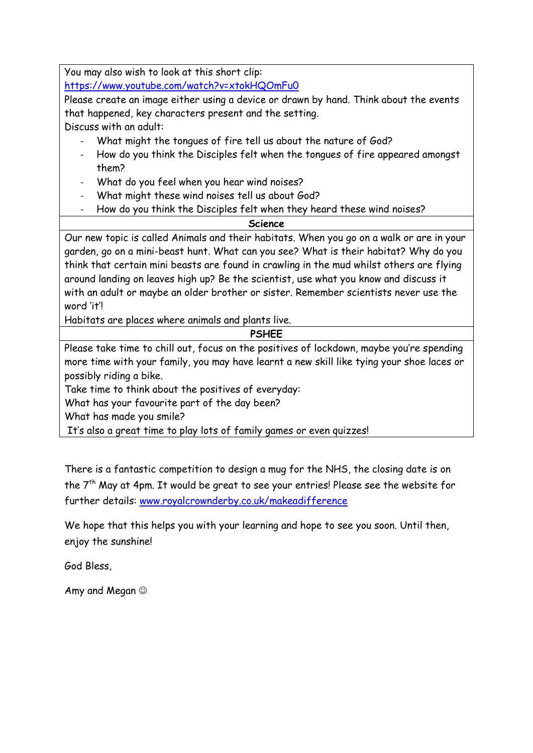You may also wish to look at this short clip:
https://www.youtube.com/watch?v=xtokHQOmFu0

Please create an image either using a device or drawn by hand. Think about the events that happened, key characters present and the setting.

Discuss with an adult:

- What might the tongues of fire tell us about the nature of God?
- How do you think the Disciples felt when the tongues of fire appeared amongst them?
- What do you feel when you hear wind noises?
- What might these wind noises tell us about God?
- How do you think the Disciples felt when they heard these wind noises?

**Science**

Our new topic is called Animals and their habitats. When you go on a walk or are in your garden, go on a mini-beast hunt. What can you see? What is their habitat? Why do you think that certain mini beasts are found in crawling in the mud whilst others are flying around landing on leaves high up? Be the scientist, use what you know and discuss it with an adult or maybe an older brother or sister. Remember scientists never use the word 'it'!

Habitats are places where animals and plants live.

**PSHEE**

Please take time to chill out, focus on the positives of lockdown, maybe you're spending more time with your family, you may have learnt a new skill like tying your shoe laces or possibly riding a bike.

Take time to think about the positives of everyday:

What has your favourite part of the day been?

What has made you smile?

It's also a great time to play lots of family games or even quizzes!

There is a fantastic competition to design a mug for the NHS, the closing date is on the 7th May at 4pm. It would be great to see your entries! Please see the website for further details: www.royalcrownderby.co.uk/makeadifference

We hope that this helps you with your learning and hope to see you soon. Until then, enjoy the sunshine!

God Bless,

Amy and Megan ☺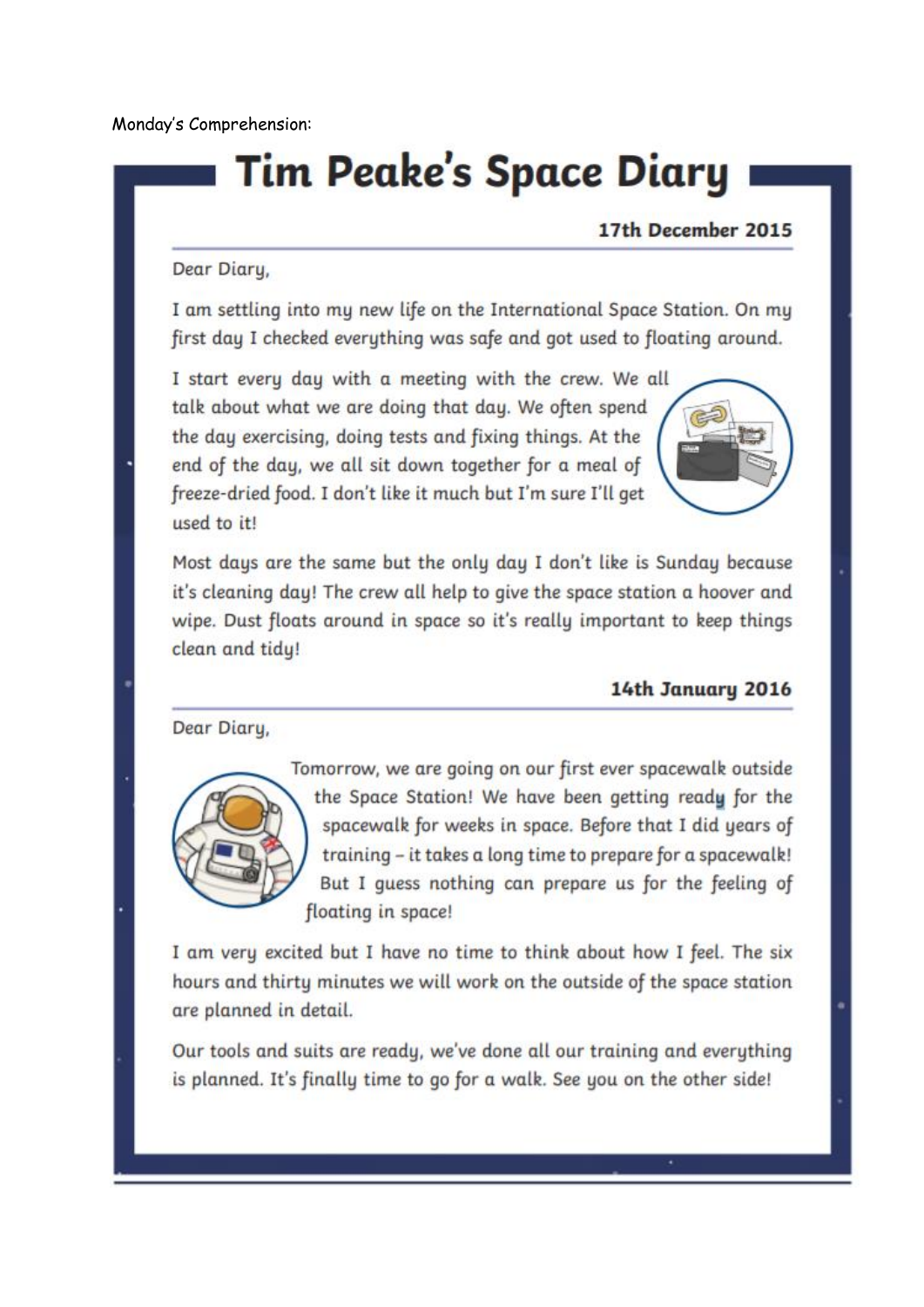Monday's Comprehension:

# Tim Peake's Space Diary

**17th December 2015**

Dear Diary,

I am settling into my new life on the International Space Station. On my first day I checked everything was safe and got used to floating around.

I start every day with a meeting with the crew. We all talk about what we are doing that day. We often spend the day exercising, doing tests and fixing things. At the end of the day, we all sit down together for a meal of freeze-dried food. I don't like it much but I'm sure I'll get used to it!

Most days are the same but the only day I don't like is Sunday because it's cleaning day! The crew all help to give the space station a hoover and wipe. Dust floats around in space so it's really important to keep things clean and tidy!

**14th January 2016**

Dear Diary,

Tomorrow, we are going on our first ever spacewalk outside the Space Station! We have been getting ready for the spacewalk for weeks in space. Before that I did years of training – it takes a long time to prepare for a spacewalk! But I guess nothing can prepare us for the feeling of floating in space!

I am very excited but I have no time to think about how I feel. The six hours and thirty minutes we will work on the outside of the space station are planned in detail.

Our tools and suits are ready, we've done all our training and everything is planned. It's finally time to go for a walk. See you on the other side!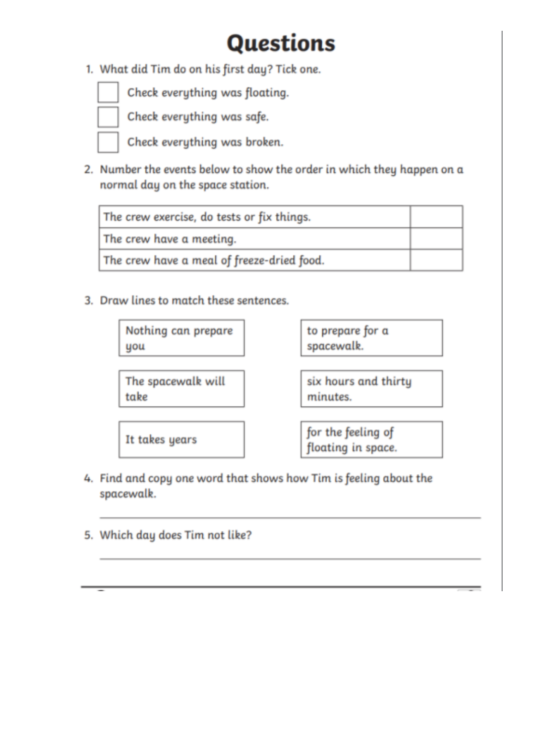# Questions

1. What did Tim do on his first day? Tick one.

   - [ ] Check everything was floating.
   - [ ] Check everything was safe.
   - [ ] Check everything was broken.

2. Number the events below to show the order in which they happen on a normal day on the space station.

| | |
|---|---|
| The crew exercise, do tests or fix things. | |
| The crew have a meeting. | |
| The crew have a meal of freeze-dried food. | |

3. Draw lines to match these sentences.

| | |
|---|---|
| Nothing can prepare you | to prepare for a spacewalk. |
| The spacewalk will take | six hours and thirty minutes. |
| It takes years | for the feeling of floating in space. |

4. Find and copy one word that shows how Tim is feeling about the spacewalk.

   ___________________________________________

5. Which day does Tim not like?

   ___________________________________________